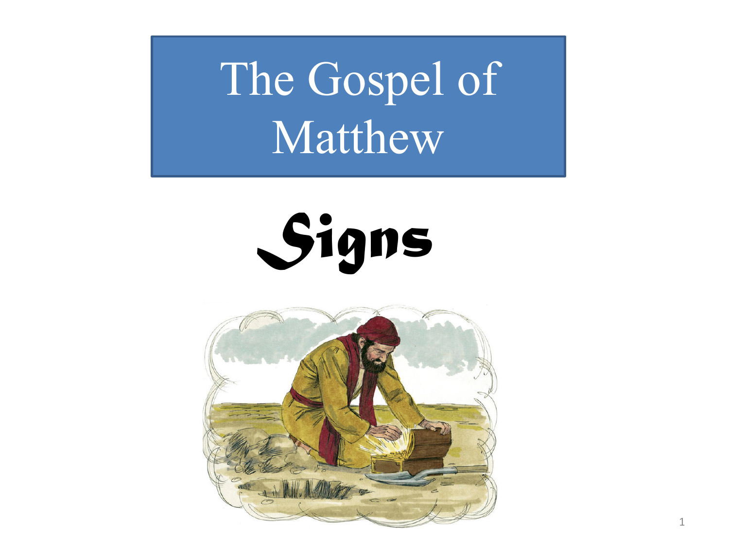# The Gospel of Matthew

## Signs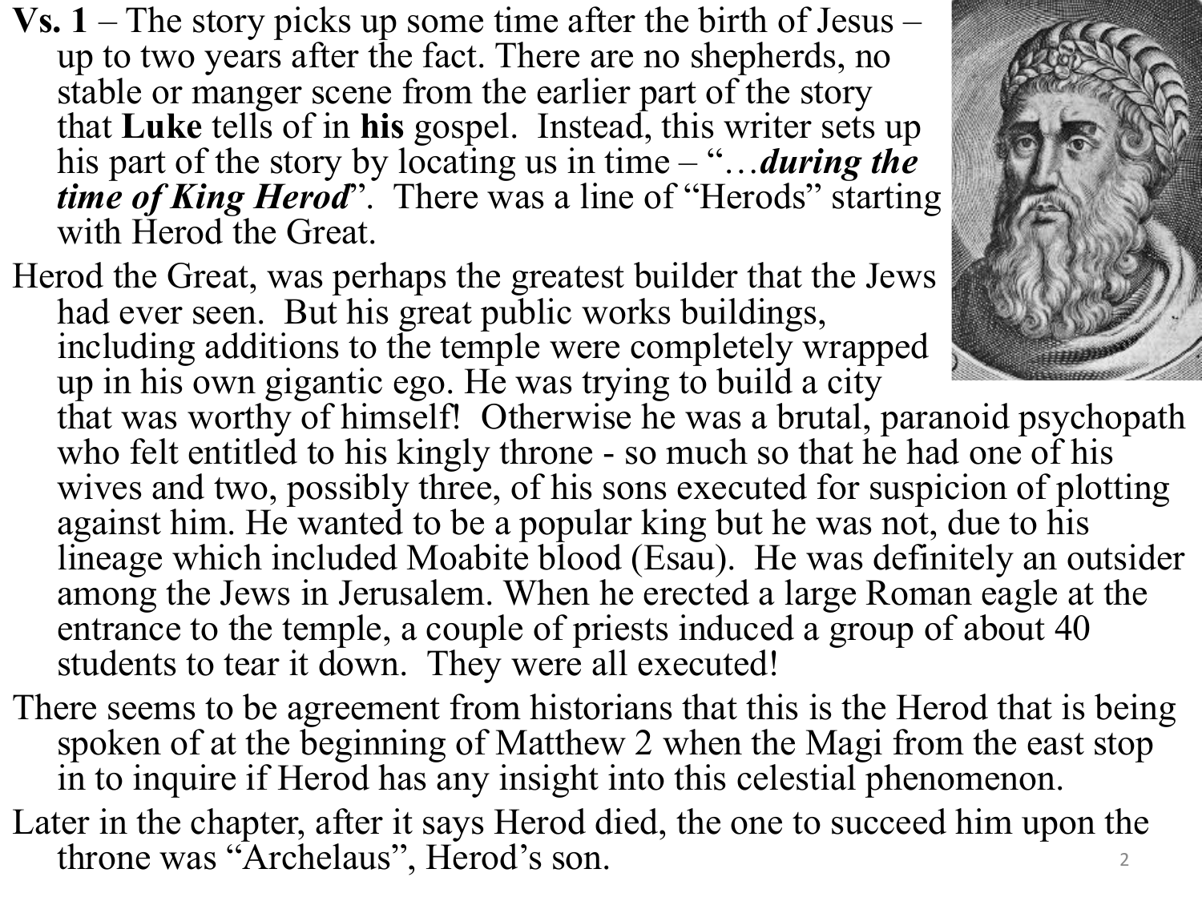**Vs. 1** – The story picks up some time after the birth of Jesus – up to two years after the fact. There are no shepherds, no stable or manger scene from the earlier part of the story that **Luke** tells of in **his** gospel. Instead, this writer sets up his part of the story by locating us in time – "…***during the time of King Herod***". There was a line of "Herods" starting with Herod the Great.

Herod the Great, was perhaps the greatest builder that the Jews had ever seen. But his great public works buildings, including additions to the temple were completely wrapped up in his own gigantic ego. He was trying to build a city that was worthy of himself! Otherwise he was a brutal, paranoid psychopath who felt entitled to his kingly throne - so much so that he had one of his wives and two, possibly three, of his sons executed for suspicion of plotting against him. He wanted to be a popular king but he was not, due to his lineage which included Moabite blood (Esau). He was definitely an outsider among the Jews in Jerusalem. When he erected a large Roman eagle at the entrance to the temple, a couple of priests induced a group of about 40 students to tear it down. They were all executed!

There seems to be agreement from historians that this is the Herod that is being spoken of at the beginning of Matthew 2 when the Magi from the east stop in to inquire if Herod has any insight into this celestial phenomenon.

Later in the chapter, after it says Herod died, the one to succeed him upon the throne was "Archelaus", Herod's son.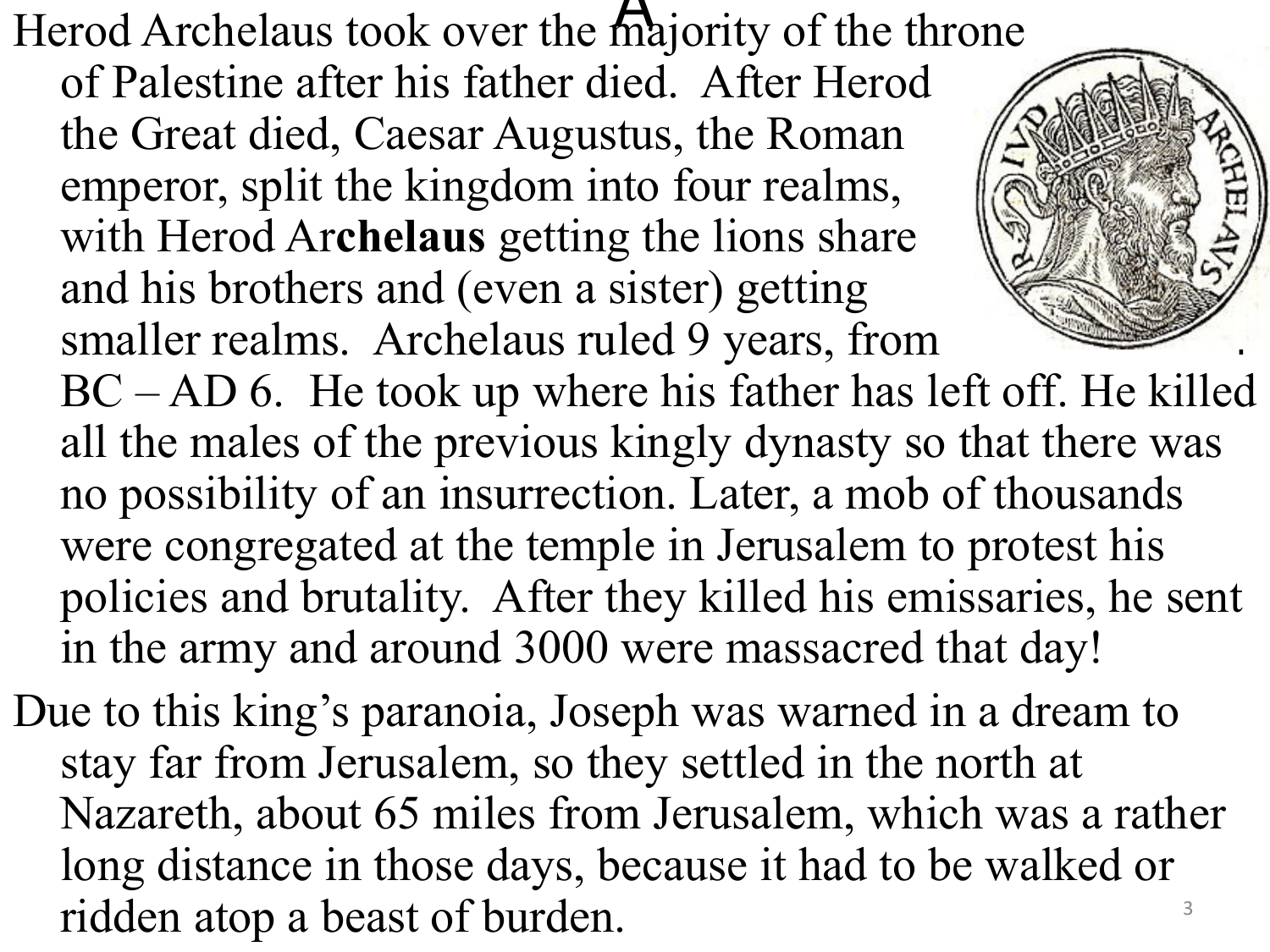Herod Archelaus took over the majority of the throne of Palestine after his father died. After Herod the Great died, Caesar Augustus, the Roman emperor, split the kingdom into four realms, with Herod Ar**chelaus** getting the lions share and his brothers and (even a sister) getting smaller realms. Archelaus ruled 9 years, from . BC – AD 6. He took up where his father has left off. He killed all the males of the previous kingly dynasty so that there was no possibility of an insurrection. Later, a mob of thousands were congregated at the temple in Jerusalem to protest his policies and brutality. After they killed his emissaries, he sent in the army and around 3000 were massacred that day!

Due to this king's paranoia, Joseph was warned in a dream to stay far from Jerusalem, so they settled in the north at Nazareth, about 65 miles from Jerusalem, which was a rather long distance in those days, because it had to be walked or ridden atop a beast of burden.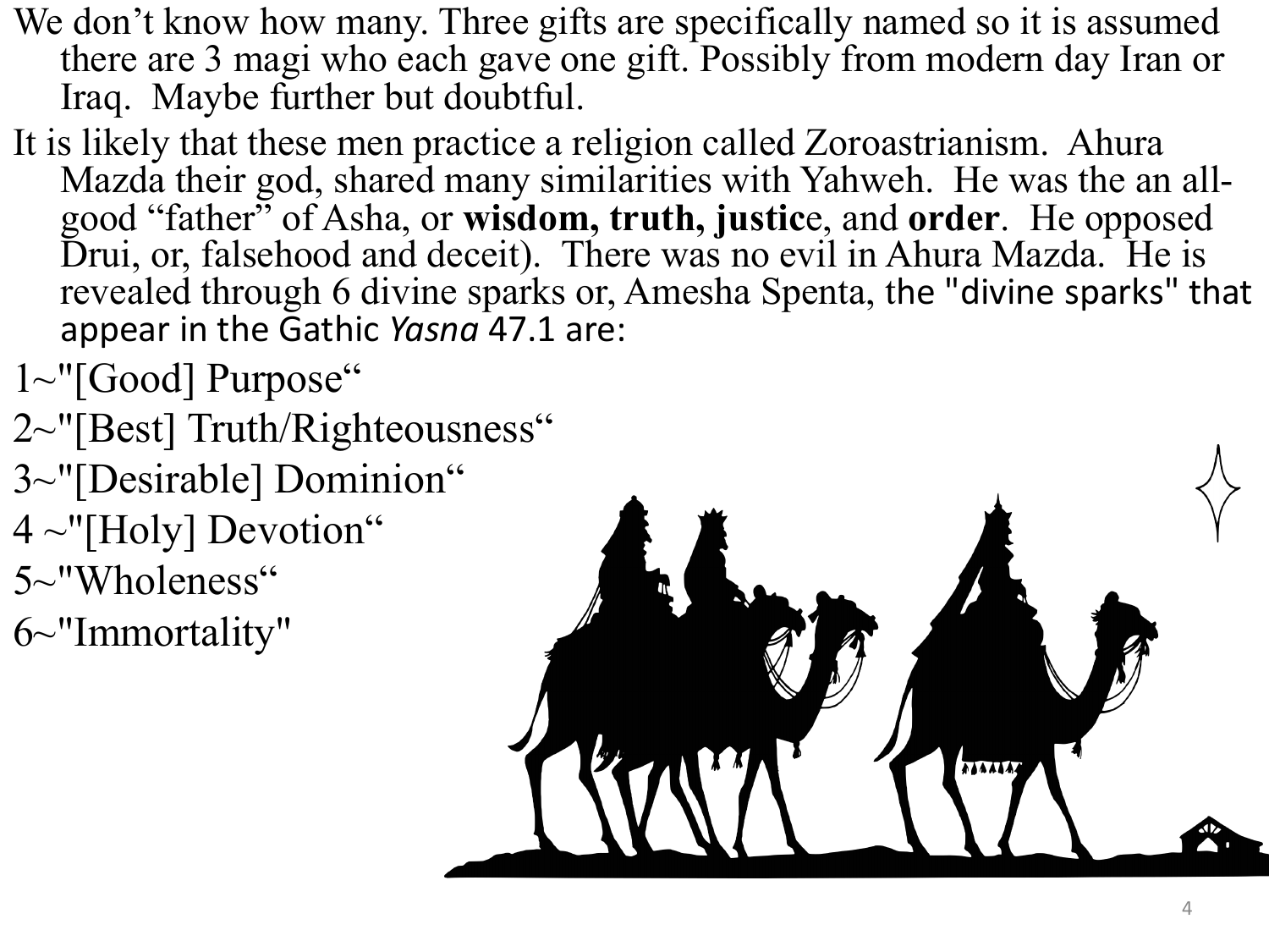We don't know how many. Three gifts are specifically named so it is assumed there are 3 magi who each gave one gift. Possibly from modern day Iran or Iraq. Maybe further but doubtful.

It is likely that these men practice a religion called Zoroastrianism. Ahura Mazda their god, shared many similarities with Yahweh. He was the an all-good "father" of Asha, or **wisdom, truth, justic**e, and **order**. He opposed Drui, or, falsehood and deceit). There was no evil in Ahura Mazda. He is revealed through 6 divine sparks or, Amesha Spenta, the "divine sparks" that appear in the Gathic *Yasna* 47.1 are:

1~"[Good] Purpose"

2~"[Best] Truth/Righteousness"

3~"[Desirable] Dominion"

4 ~"[Holy] Devotion"

5~"Wholeness"

6~"Immortality"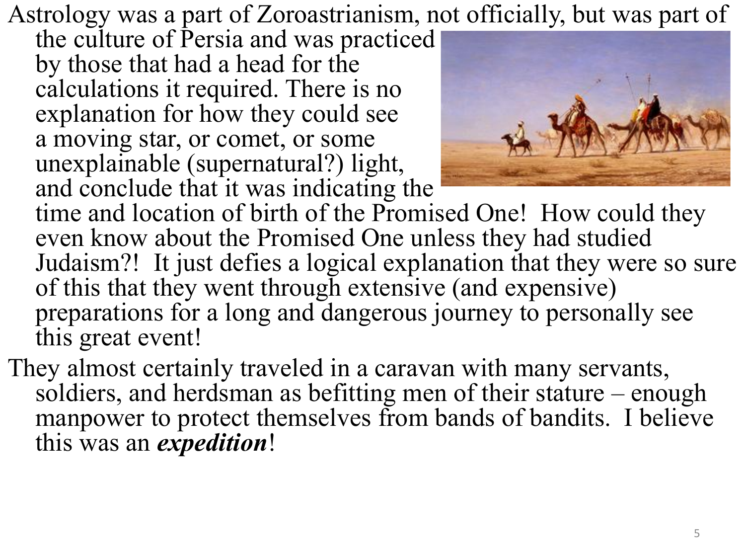Astrology was a part of Zoroastrianism, not officially, but was part of the culture of Persia and was practiced by those that had a head for the calculations it required. There is no explanation for how they could see a moving star, or comet, or some unexplainable (supernatural?) light, and conclude that it was indicating the time and location of birth of the Promised One! How could they even know about the Promised One unless they had studied Judaism?! It just defies a logical explanation that they were so sure of this that they went through extensive (and expensive) preparations for a long and dangerous journey to personally see this great event!

They almost certainly traveled in a caravan with many servants, soldiers, and herdsman as befitting men of their stature – enough manpower to protect themselves from bands of bandits. I believe this was an ***expedition***!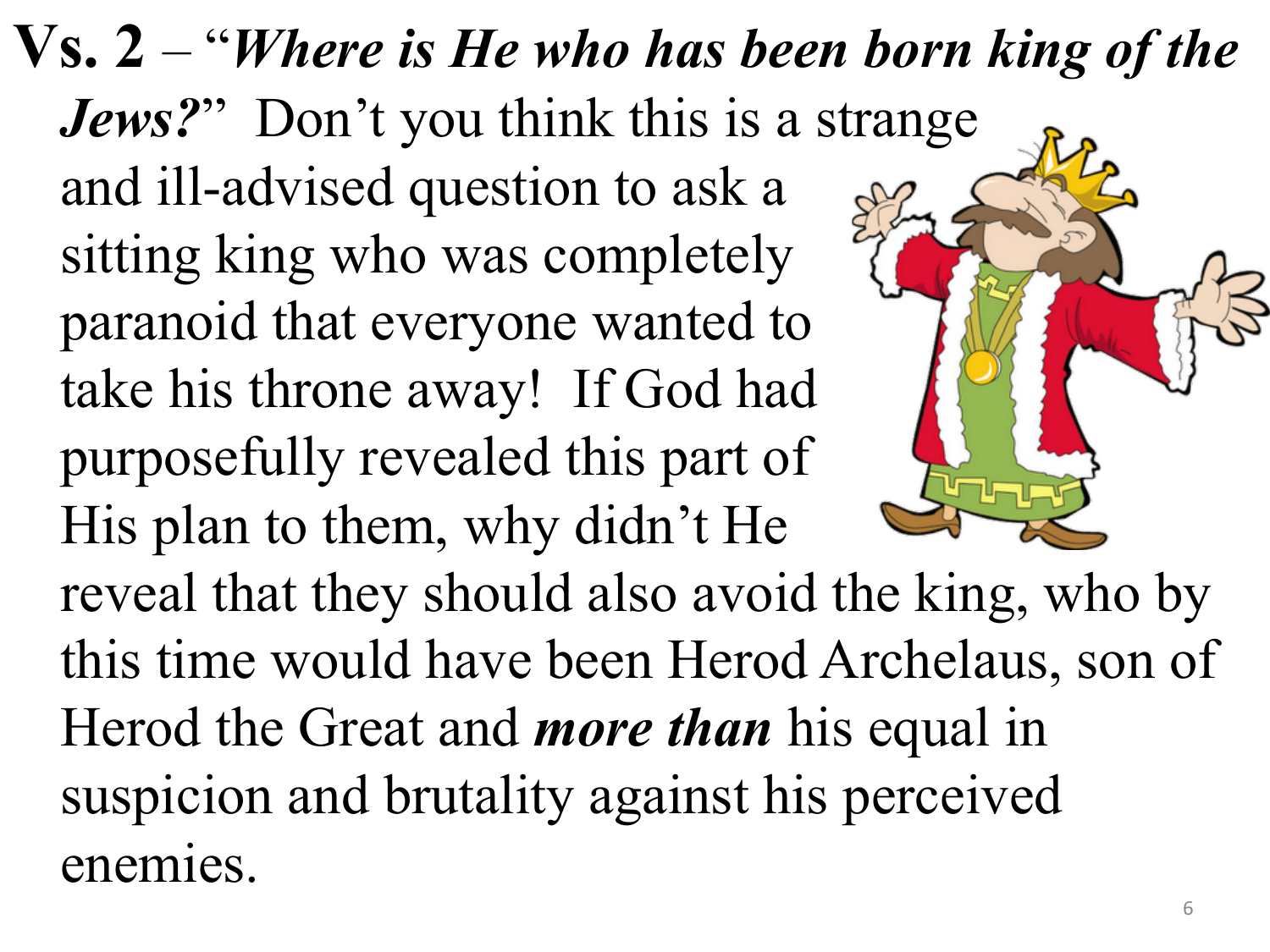**Vs. 2** – "***Where is He who has been born king of the Jews?***" Don't you think this is a strange and ill-advised question to ask a sitting king who was completely paranoid that everyone wanted to take his throne away! If God had purposefully revealed this part of His plan to them, why didn't He reveal that they should also avoid the king, who by this time would have been Herod Archelaus, son of Herod the Great and ***more than*** his equal in suspicion and brutality against his perceived enemies.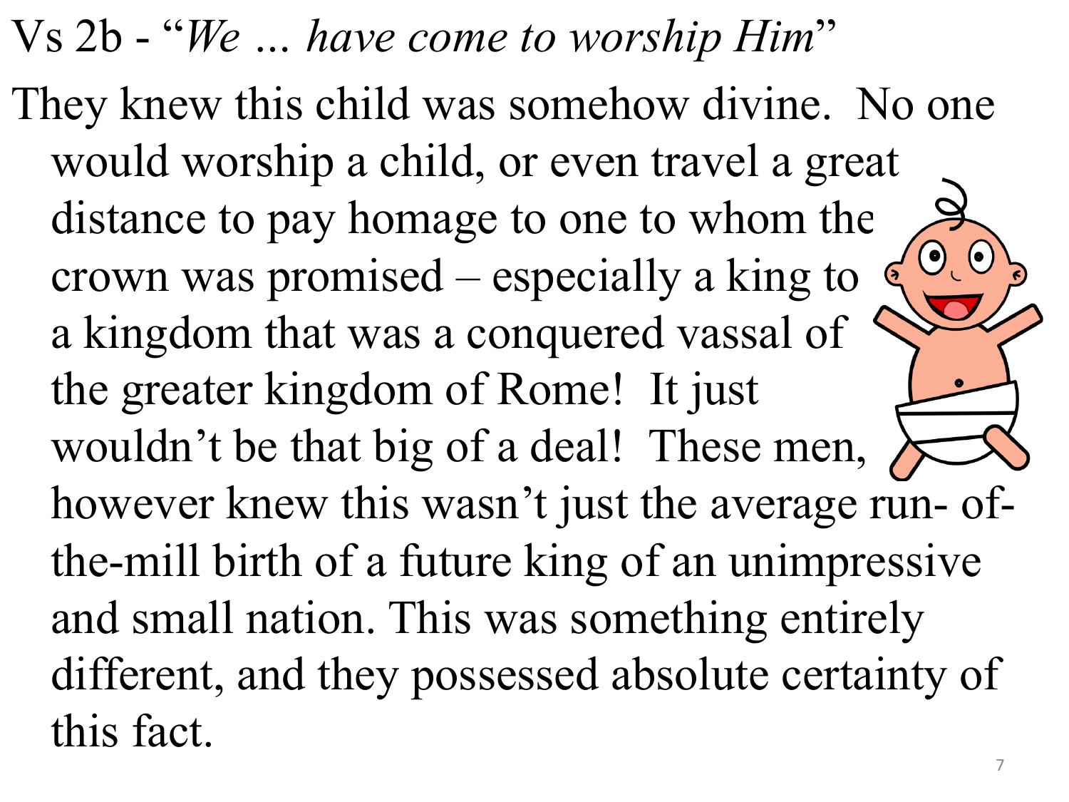Vs 2b - "*We … have come to worship Him*"

They knew this child was somehow divine. No one would worship a child, or even travel a great distance to pay homage to one to whom the crown was promised – especially a king to a kingdom that was a conquered vassal of the greater kingdom of Rome! It just wouldn't be that big of a deal! These men, however knew this wasn't just the average run- of-the-mill birth of a future king of an unimpressive and small nation. This was something entirely different, and they possessed absolute certainty of this fact.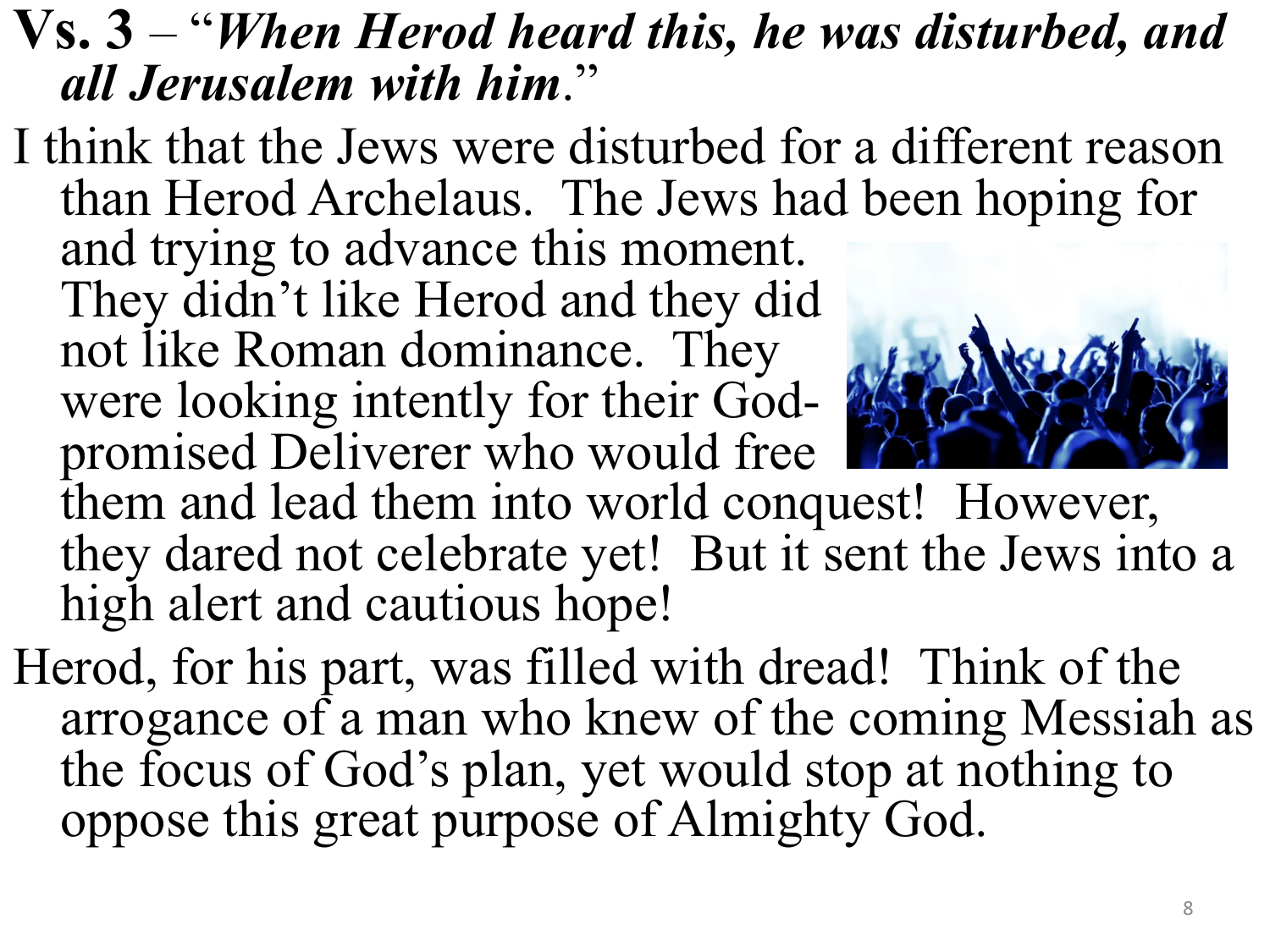**Vs. 3** – "***When Herod heard this, he was disturbed, and all Jerusalem with him***."

I think that the Jews were disturbed for a different reason than Herod Archelaus. The Jews had been hoping for and trying to advance this moment. They didn't like Herod and they did not like Roman dominance. They were looking intently for their God-promised Deliverer who would free them and lead them into world conquest! However, they dared not celebrate yet! But it sent the Jews into a high alert and cautious hope!

Herod, for his part, was filled with dread! Think of the arrogance of a man who knew of the coming Messiah as the focus of God's plan, yet would stop at nothing to oppose this great purpose of Almighty God.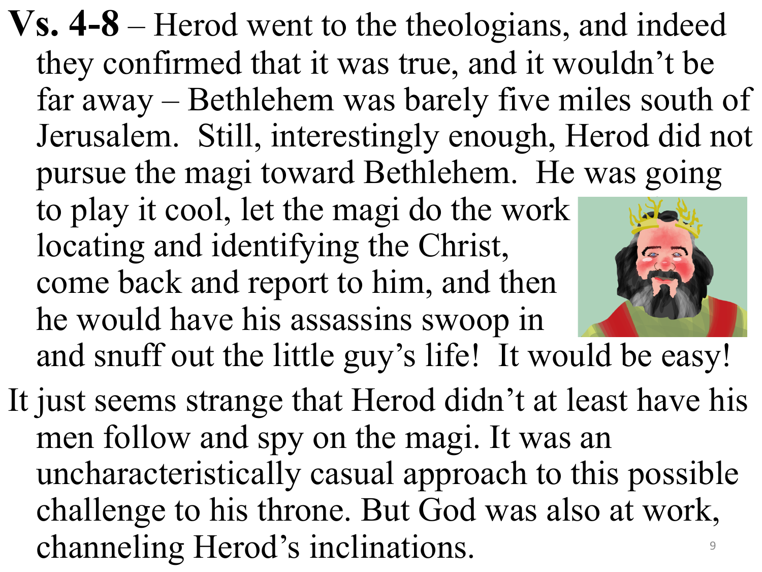**Vs. 4-8** – Herod went to the theologians, and indeed they confirmed that it was true, and it wouldn't be far away – Bethlehem was barely five miles south of Jerusalem. Still, interestingly enough, Herod did not pursue the magi toward Bethlehem. He was going to play it cool, let the magi do the work locating and identifying the Christ, come back and report to him, and then he would have his assassins swoop in and snuff out the little guy's life! It would be easy!

It just seems strange that Herod didn't at least have his men follow and spy on the magi. It was an uncharacteristically casual approach to this possible challenge to his throne. But God was also at work, channeling Herod's inclinations.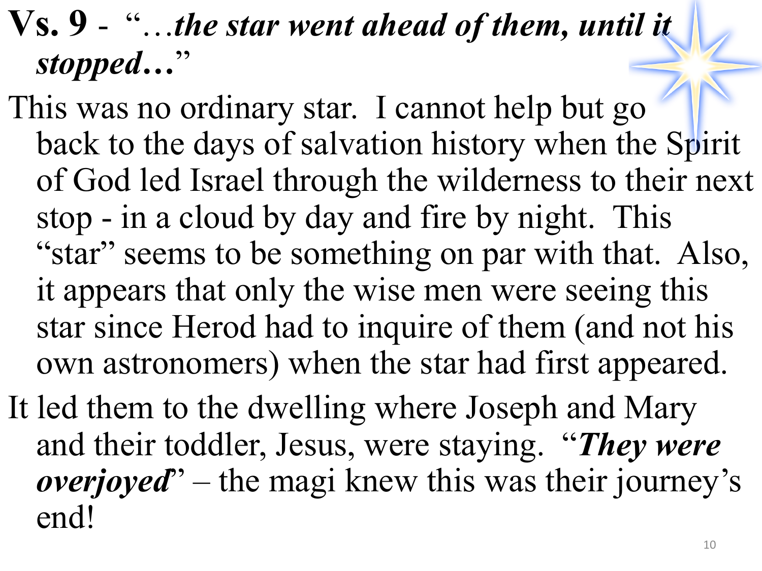**Vs. 9** - "…***the star went ahead of them, until it stopped…***"

This was no ordinary star. I cannot help but go back to the days of salvation history when the Spirit of God led Israel through the wilderness to their next stop - in a cloud by day and fire by night. This "star" seems to be something on par with that. Also, it appears that only the wise men were seeing this star since Herod had to inquire of them (and not his own astronomers) when the star had first appeared.

It led them to the dwelling where Joseph and Mary and their toddler, Jesus, were staying. "***They were overjoyed***" – the magi knew this was their journey's end!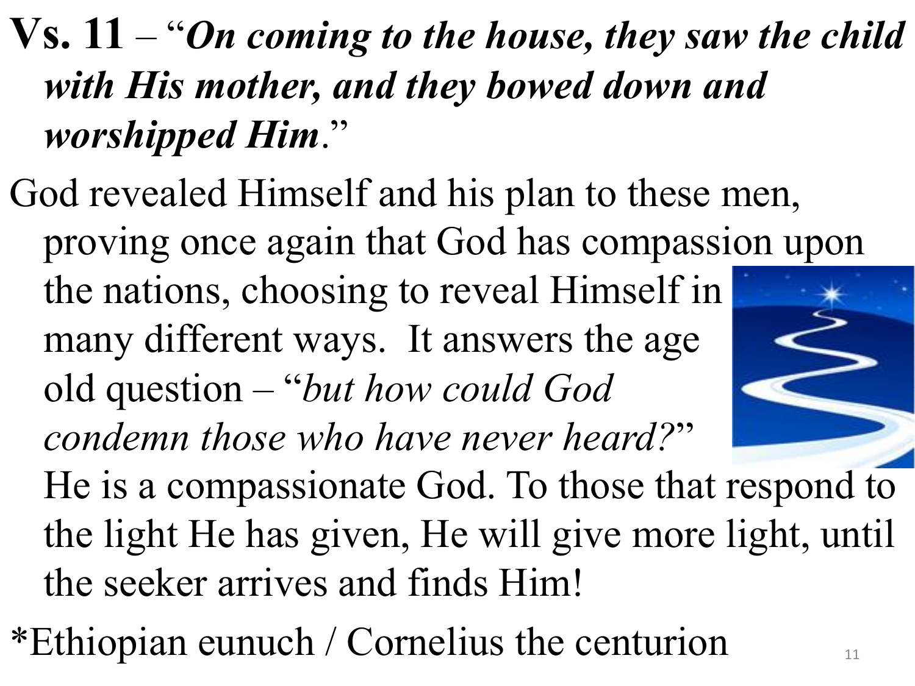**Vs. 11** – "***On coming to the house, they saw the child with His mother, and they bowed down and worshipped Him***."

God revealed Himself and his plan to these men, proving once again that God has compassion upon the nations, choosing to reveal Himself in many different ways. It answers the age old question – "*but how could God condemn those who have never heard?*" He is a compassionate God. To those that respond to the light He has given, He will give more light, until the seeker arrives and finds Him!

*Ethiopian eunuch / Cornelius the centurion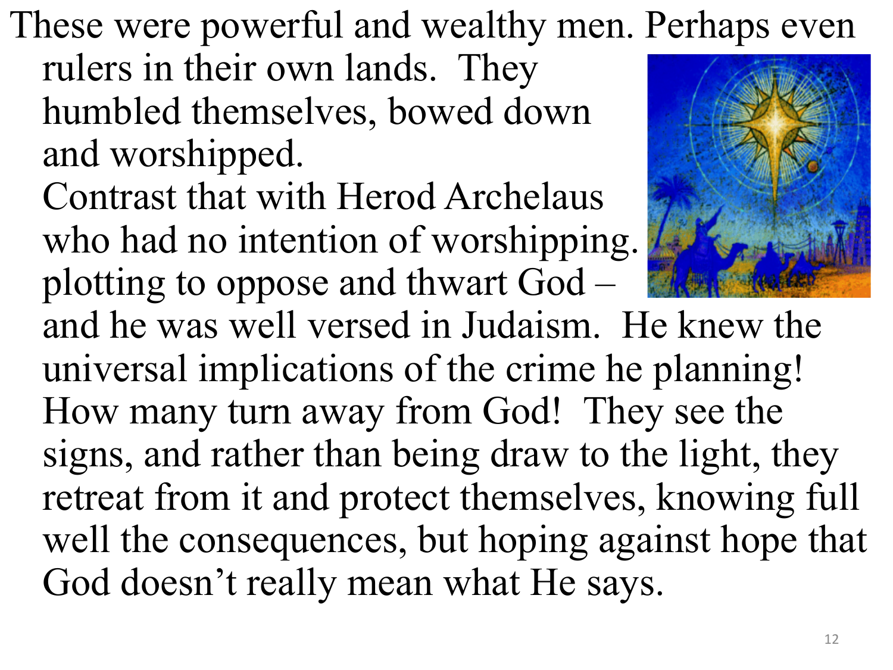These were powerful and wealthy men. Perhaps even rulers in their own lands. They humbled themselves, bowed down and worshipped.

Contrast that with Herod Archelaus who had no intention of worshipping. plotting to oppose and thwart God – and he was well versed in Judaism. He knew the universal implications of the crime he planning! How many turn away from God! They see the signs, and rather than being draw to the light, they retreat from it and protect themselves, knowing full well the consequences, but hoping against hope that God doesn't really mean what He says.